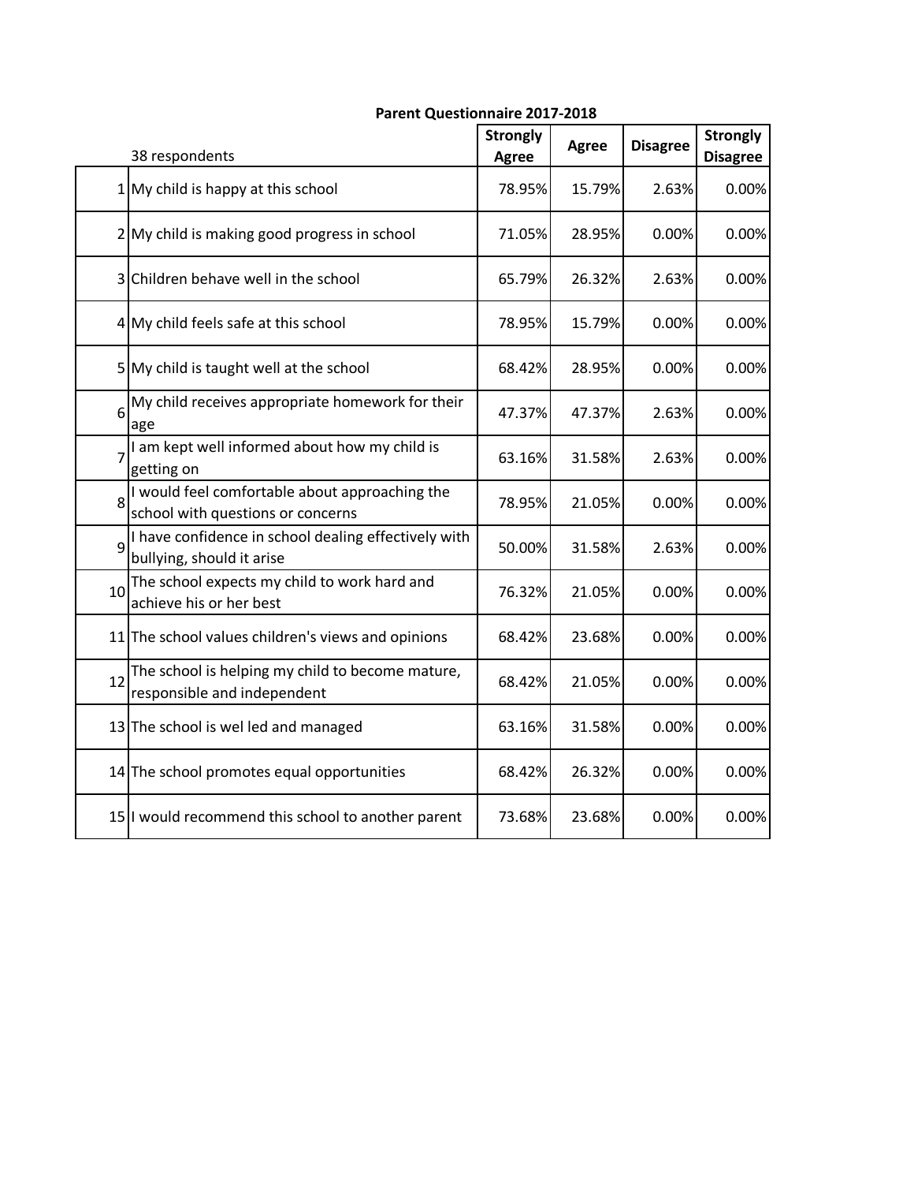**Parent Questionnaire 2017-2018**

| | 38 respondents | Strongly Agree | Agree | Disagree | Strongly Disagree |
|---|---|---|---|---|---|
| 1 | My child is happy at this school | 78.95% | 15.79% | 2.63% | 0.00% |
| 2 | My child is making good progress in school | 71.05% | 28.95% | 0.00% | 0.00% |
| 3 | Children behave well in the school | 65.79% | 26.32% | 2.63% | 0.00% |
| 4 | My child feels safe at this school | 78.95% | 15.79% | 0.00% | 0.00% |
| 5 | My child is taught well at the school | 68.42% | 28.95% | 0.00% | 0.00% |
| 6 | My child receives appropriate homework for their age | 47.37% | 47.37% | 2.63% | 0.00% |
| 7 | I am kept well informed about how my child is getting on | 63.16% | 31.58% | 2.63% | 0.00% |
| 8 | I would feel comfortable about approaching the school with questions or concerns | 78.95% | 21.05% | 0.00% | 0.00% |
| 9 | I have confidence in school dealing effectively with bullying, should it arise | 50.00% | 31.58% | 2.63% | 0.00% |
| 10 | The school expects my child to work hard and achieve his or her best | 76.32% | 21.05% | 0.00% | 0.00% |
| 11 | The school values children's views and opinions | 68.42% | 23.68% | 0.00% | 0.00% |
| 12 | The school is helping my child to become mature, responsible and independent | 68.42% | 21.05% | 0.00% | 0.00% |
| 13 | The school is wel led and managed | 63.16% | 31.58% | 0.00% | 0.00% |
| 14 | The school promotes equal opportunities | 68.42% | 26.32% | 0.00% | 0.00% |
| 15 | I would recommend this school to another parent | 73.68% | 23.68% | 0.00% | 0.00% |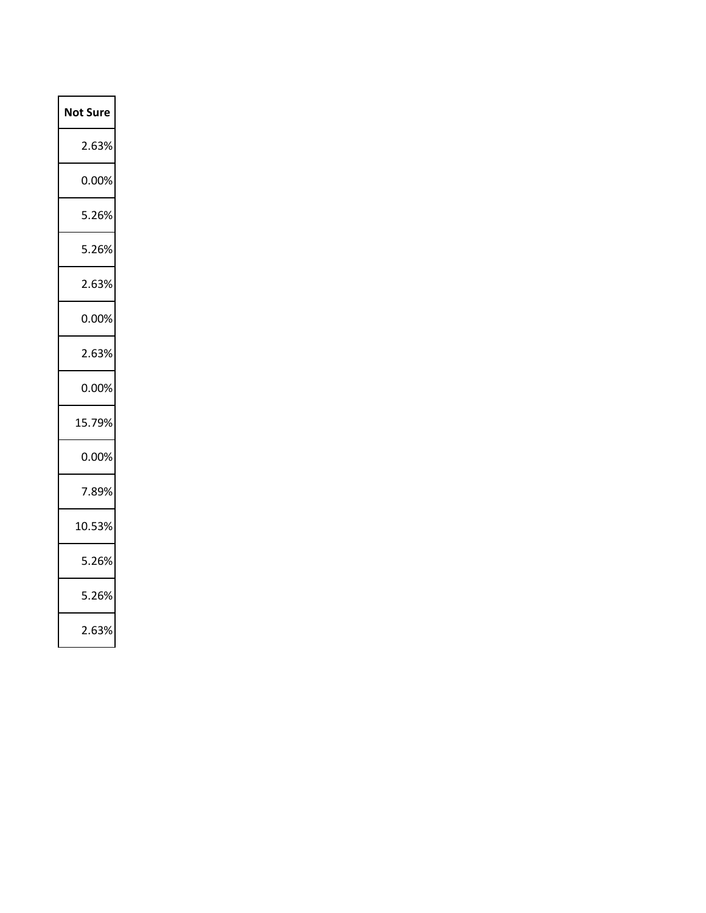| Not Sure |
| --- |
| 2.63% |
| 0.00% |
| 5.26% |
| 5.26% |
| 2.63% |
| 0.00% |
| 2.63% |
| 0.00% |
| 15.79% |
| 0.00% |
| 7.89% |
| 10.53% |
| 5.26% |
| 5.26% |
| 2.63% |